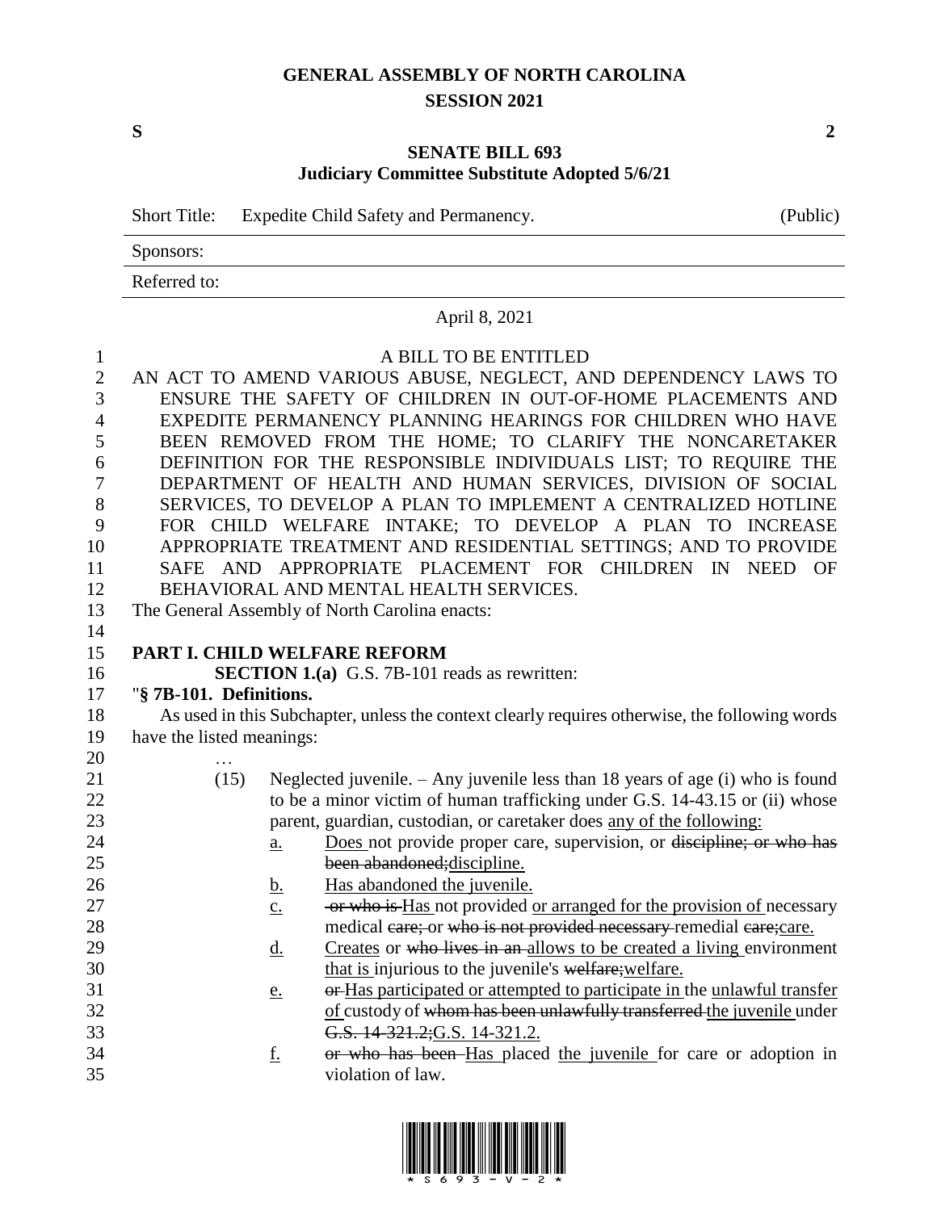# GENERAL ASSEMBLY OF NORTH CAROLINA
## SESSION 2021

**S** **2**

## SENATE BILL 693
### Judiciary Committee Substitute Adopted 5/6/21

Short Title: Expedite Child Safety and Permanency. (Public)

Sponsors:

Referred to:

April 8, 2021

A BILL TO BE ENTITLED

AN ACT TO AMEND VARIOUS ABUSE, NEGLECT, AND DEPENDENCY LAWS TO ENSURE THE SAFETY OF CHILDREN IN OUT-OF-HOME PLACEMENTS AND EXPEDITE PERMANENCY PLANNING HEARINGS FOR CHILDREN WHO HAVE BEEN REMOVED FROM THE HOME; TO CLARIFY THE NONCARETAKER DEFINITION FOR THE RESPONSIBLE INDIVIDUALS LIST; TO REQUIRE THE DEPARTMENT OF HEALTH AND HUMAN SERVICES, DIVISION OF SOCIAL SERVICES, TO DEVELOP A PLAN TO IMPLEMENT A CENTRALIZED HOTLINE FOR CHILD WELFARE INTAKE; TO DEVELOP A PLAN TO INCREASE APPROPRIATE TREATMENT AND RESIDENTIAL SETTINGS; AND TO PROVIDE SAFE AND APPROPRIATE PLACEMENT FOR CHILDREN IN NEED OF BEHAVIORAL AND MENTAL HEALTH SERVICES.

The General Assembly of North Carolina enacts:

**PART I. CHILD WELFARE REFORM**

**SECTION 1.(a)** G.S. 7B-101 reads as rewritten:

"**§ 7B-101. Definitions.**

As used in this Subchapter, unless the context clearly requires otherwise, the following words have the listed meanings:

…

(15) Neglected juvenile. – Any juvenile less than 18 years of age (i) who is found to be a minor victim of human trafficking under G.S. 14-43.15 or (ii) whose parent, guardian, custodian, or caretaker does any of the following:

a. Does not provide proper care, supervision, or ~~discipline; or who has been abandoned;~~discipline.

b. Has abandoned the juvenile.

c. ~~or who is~~ Has not provided or arranged for the provision of necessary medical ~~care; or who is not provided necessary~~ remedial ~~care;~~care.

d. Creates or ~~who lives in an~~ allows to be created a living environment that is injurious to the juvenile's ~~welfare;~~welfare.

e. ~~or~~ Has participated or attempted to participate in the unlawful transfer of custody of ~~whom has been unlawfully transferred~~ the juvenile under ~~G.S. 14-321.2;~~G.S. 14-321.2.

f. ~~or who has been~~ Has placed the juvenile for care or adoption in violation of law.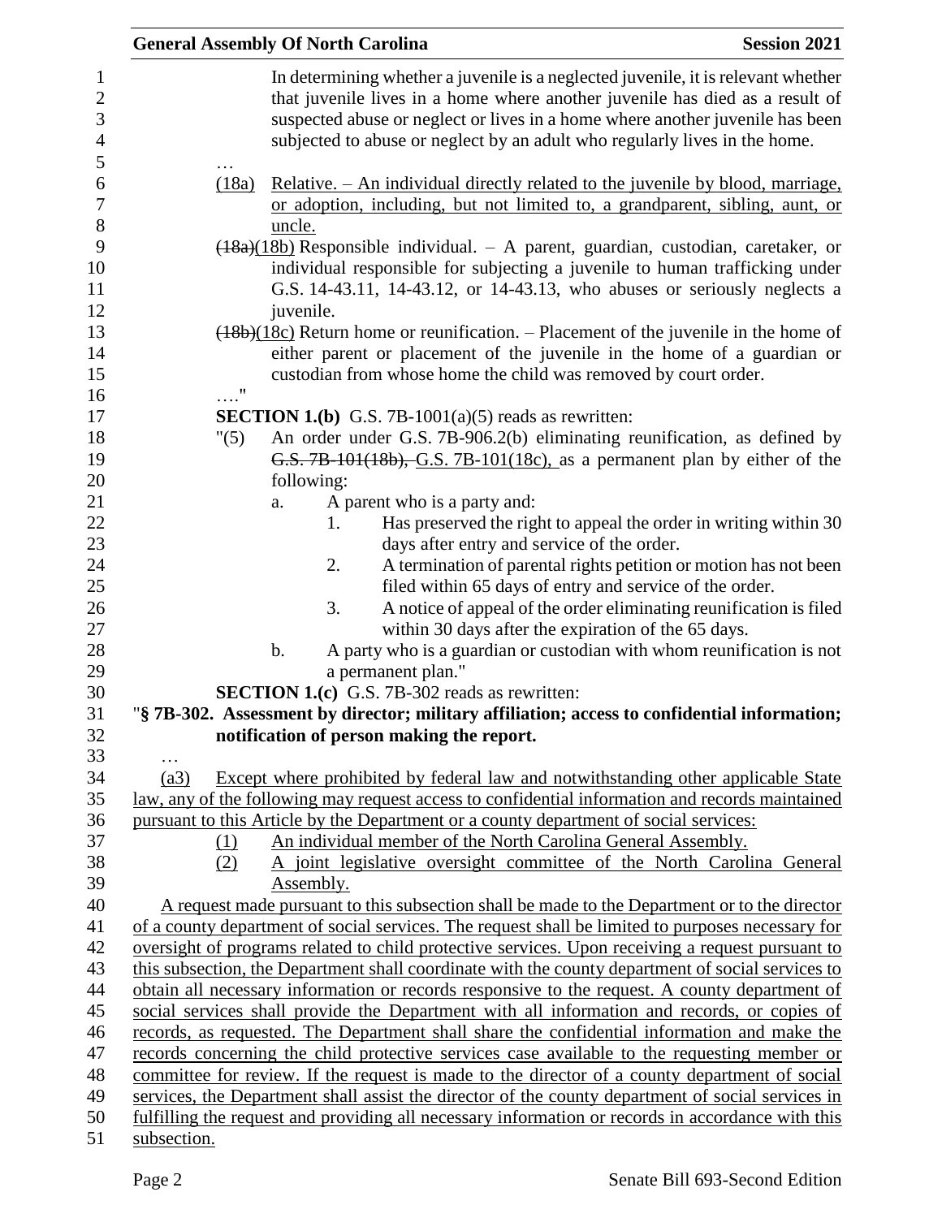In determining whether a juvenile is a neglected juvenile, it is relevant whether that juvenile lives in a home where another juvenile has died as a result of suspected abuse or neglect or lives in a home where another juvenile has been subjected to abuse or neglect by an adult who regularly lives in the home.

…

(18a) Relative. – An individual directly related to the juvenile by blood, marriage, or adoption, including, but not limited to, a grandparent, sibling, aunt, or uncle.

~~(18a)~~(18b) Responsible individual. – A parent, guardian, custodian, caretaker, or individual responsible for subjecting a juvenile to human trafficking under G.S. 14-43.11, 14-43.12, or 14-43.13, who abuses or seriously neglects a juvenile.

~~(18b)~~(18c) Return home or reunification. – Placement of the juvenile in the home of either parent or placement of the juvenile in the home of a guardian or custodian from whose home the child was removed by court order.

…."

**SECTION 1.(b)** G.S. 7B-1001(a)(5) reads as rewritten:

"(5) An order under G.S. 7B-906.2(b) eliminating reunification, as defined by ~~G.S. 7B-101(18b),~~ G.S. 7B-101(18c), as a permanent plan by either of the following:

a. A parent who is a party and:

1. Has preserved the right to appeal the order in writing within 30 days after entry and service of the order.
2. A termination of parental rights petition or motion has not been filed within 65 days of entry and service of the order.
3. A notice of appeal of the order eliminating reunification is filed within 30 days after the expiration of the 65 days.

b. A party who is a guardian or custodian with whom reunification is not a permanent plan."

**SECTION 1.(c)** G.S. 7B-302 reads as rewritten:

"**§ 7B-302. Assessment by director; military affiliation; access to confidential information; notification of person making the report.**

…

(a3) Except where prohibited by federal law and notwithstanding other applicable State law, any of the following may request access to confidential information and records maintained pursuant to this Article by the Department or a county department of social services:

(1) An individual member of the North Carolina General Assembly.

(2) A joint legislative oversight committee of the North Carolina General Assembly.

A request made pursuant to this subsection shall be made to the Department or to the director of a county department of social services. The request shall be limited to purposes necessary for oversight of programs related to child protective services. Upon receiving a request pursuant to this subsection, the Department shall coordinate with the county department of social services to obtain all necessary information or records responsive to the request. A county department of social services shall provide the Department with all information and records, or copies of records, as requested. The Department shall share the confidential information and make the records concerning the child protective services case available to the requesting member or committee for review. If the request is made to the director of a county department of social services, the Department shall assist the director of the county department of social services in fulfilling the request and providing all necessary information or records in accordance with this subsection.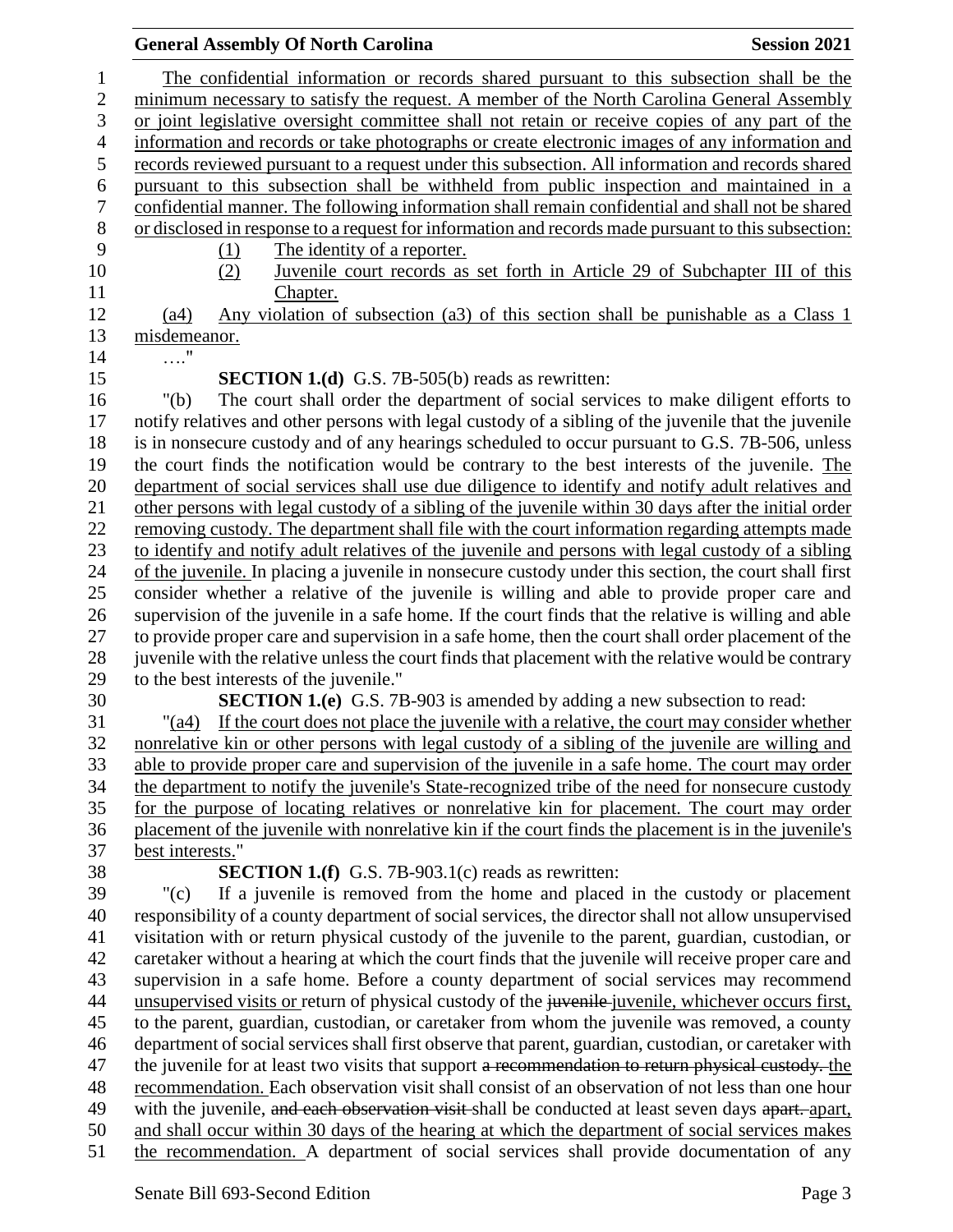The confidential information or records shared pursuant to this subsection shall be the minimum necessary to satisfy the request. A member of the North Carolina General Assembly or joint legislative oversight committee shall not retain or receive copies of any part of the information and records or take photographs or create electronic images of any information and records reviewed pursuant to a request under this subsection. All information and records shared pursuant to this subsection shall be withheld from public inspection and maintained in a confidential manner. The following information shall remain confidential and shall not be shared or disclosed in response to a request for information and records made pursuant to this subsection:

(1) The identity of a reporter.

(2) Juvenile court records as set forth in Article 29 of Subchapter III of this Chapter.

(a4) Any violation of subsection (a3) of this section shall be punishable as a Class 1 misdemeanor.

…."

**SECTION 1.(d)** G.S. 7B-505(b) reads as rewritten:

"(b) The court shall order the department of social services to make diligent efforts to notify relatives and other persons with legal custody of a sibling of the juvenile that the juvenile is in nonsecure custody and of any hearings scheduled to occur pursuant to G.S. 7B-506, unless the court finds the notification would be contrary to the best interests of the juvenile. The department of social services shall use due diligence to identify and notify adult relatives and other persons with legal custody of a sibling of the juvenile within 30 days after the initial order removing custody. The department shall file with the court information regarding attempts made to identify and notify adult relatives of the juvenile and persons with legal custody of a sibling of the juvenile. In placing a juvenile in nonsecure custody under this section, the court shall first consider whether a relative of the juvenile is willing and able to provide proper care and supervision of the juvenile in a safe home. If the court finds that the relative is willing and able to provide proper care and supervision in a safe home, then the court shall order placement of the juvenile with the relative unless the court finds that placement with the relative would be contrary to the best interests of the juvenile."

**SECTION 1.(e)** G.S. 7B-903 is amended by adding a new subsection to read:

"(a4) If the court does not place the juvenile with a relative, the court may consider whether nonrelative kin or other persons with legal custody of a sibling of the juvenile are willing and able to provide proper care and supervision of the juvenile in a safe home. The court may order the department to notify the juvenile's State-recognized tribe of the need for nonsecure custody for the purpose of locating relatives or nonrelative kin for placement. The court may order placement of the juvenile with nonrelative kin if the court finds the placement is in the juvenile's best interests."

**SECTION 1.(f)** G.S. 7B-903.1(c) reads as rewritten:

"(c) If a juvenile is removed from the home and placed in the custody or placement responsibility of a county department of social services, the director shall not allow unsupervised visitation with or return physical custody of the juvenile to the parent, guardian, custodian, or caretaker without a hearing at which the court finds that the juvenile will receive proper care and supervision in a safe home. Before a county department of social services may recommend unsupervised visits or return of physical custody of the ~~juvenile~~ juvenile, whichever occurs first, to the parent, guardian, custodian, or caretaker from whom the juvenile was removed, a county department of social services shall first observe that parent, guardian, custodian, or caretaker with the juvenile for at least two visits that support ~~a recommendation to return physical custody.~~ the recommendation. Each observation visit shall consist of an observation of not less than one hour with the juvenile, ~~and each observation visit~~ shall be conducted at least seven days ~~apart.~~ apart, and shall occur within 30 days of the hearing at which the department of social services makes the recommendation. A department of social services shall provide documentation of any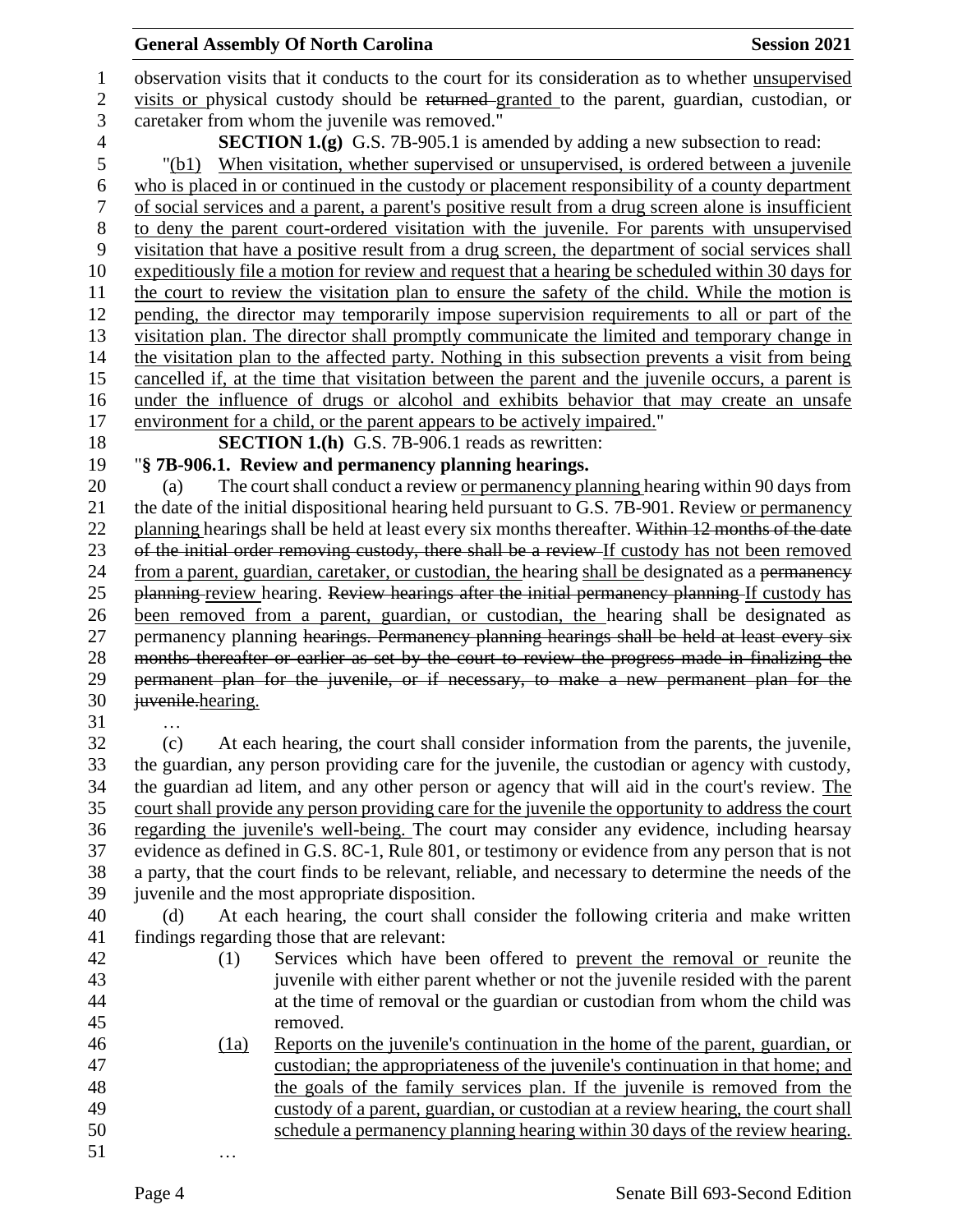observation visits that it conducts to the court for its consideration as to whether unsupervised visits or physical custody should be ~~returned~~ granted to the parent, guardian, custodian, or caretaker from whom the juvenile was removed."

**SECTION 1.(g)** G.S. 7B-905.1 is amended by adding a new subsection to read:

"(b1) When visitation, whether supervised or unsupervised, is ordered between a juvenile who is placed in or continued in the custody or placement responsibility of a county department of social services and a parent, a parent's positive result from a drug screen alone is insufficient to deny the parent court-ordered visitation with the juvenile. For parents with unsupervised visitation that have a positive result from a drug screen, the department of social services shall expeditiously file a motion for review and request that a hearing be scheduled within 30 days for the court to review the visitation plan to ensure the safety of the child. While the motion is pending, the director may temporarily impose supervision requirements to all or part of the visitation plan. The director shall promptly communicate the limited and temporary change in the visitation plan to the affected party. Nothing in this subsection prevents a visit from being cancelled if, at the time that visitation between the parent and the juvenile occurs, a parent is under the influence of drugs or alcohol and exhibits behavior that may create an unsafe environment for a child, or the parent appears to be actively impaired."

**SECTION 1.(h)** G.S. 7B-906.1 reads as rewritten:

"**§ 7B-906.1. Review and permanency planning hearings.**

(a) The court shall conduct a review or permanency planning hearing within 90 days from the date of the initial dispositional hearing held pursuant to G.S. 7B-901. Review or permanency planning hearings shall be held at least every six months thereafter. ~~Within 12 months of the date of the initial order removing custody, there shall be a review~~ If custody has not been removed from a parent, guardian, caretaker, or custodian, the hearing shall be designated as a ~~permanency planning~~ review hearing. ~~Review hearings after the initial permanency planning~~ If custody has been removed from a parent, guardian, or custodian, the hearing shall be designated as permanency planning ~~hearings. Permanency planning hearings shall be held at least every six months thereafter or earlier as set by the court to review the progress made in finalizing the permanent plan for the juvenile, or if necessary, to make a new permanent plan for the juvenile.~~hearing.

…

(c) At each hearing, the court shall consider information from the parents, the juvenile, the guardian, any person providing care for the juvenile, the custodian or agency with custody, the guardian ad litem, and any other person or agency that will aid in the court's review. The court shall provide any person providing care for the juvenile the opportunity to address the court regarding the juvenile's well-being. The court may consider any evidence, including hearsay evidence as defined in G.S. 8C-1, Rule 801, or testimony or evidence from any person that is not a party, that the court finds to be relevant, reliable, and necessary to determine the needs of the juvenile and the most appropriate disposition.

(d) At each hearing, the court shall consider the following criteria and make written findings regarding those that are relevant:

(1) Services which have been offered to prevent the removal or reunite the juvenile with either parent whether or not the juvenile resided with the parent at the time of removal or the guardian or custodian from whom the child was removed.

(1a) Reports on the juvenile's continuation in the home of the parent, guardian, or custodian; the appropriateness of the juvenile's continuation in that home; and the goals of the family services plan. If the juvenile is removed from the custody of a parent, guardian, or custodian at a review hearing, the court shall schedule a permanency planning hearing within 30 days of the review hearing.

…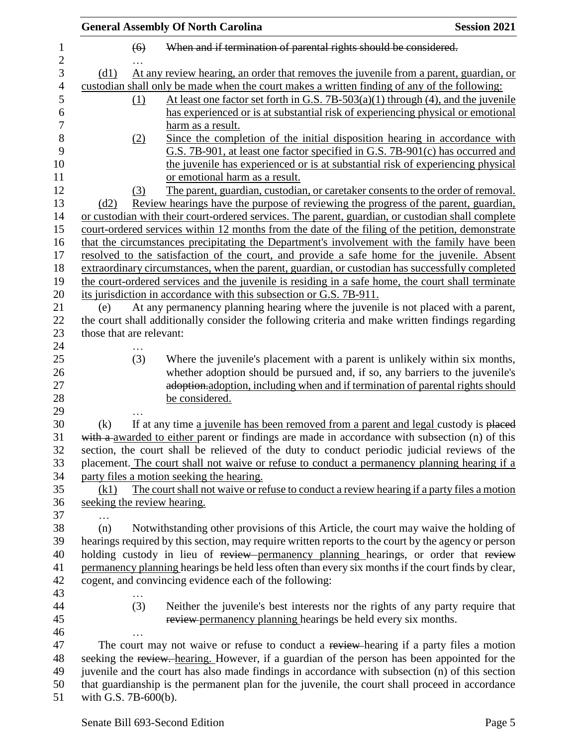(6) ~~When and if termination of parental rights should be considered.~~

…

(d1) At any review hearing, an order that removes the juvenile from a parent, guardian, or custodian shall only be made when the court makes a written finding of any of the following:

(1) At least one factor set forth in G.S. 7B-503(a)(1) through (4), and the juvenile has experienced or is at substantial risk of experiencing physical or emotional harm as a result.

(2) Since the completion of the initial disposition hearing in accordance with G.S. 7B-901, at least one factor specified in G.S. 7B-901(c) has occurred and the juvenile has experienced or is at substantial risk of experiencing physical or emotional harm as a result.

(3) The parent, guardian, custodian, or caretaker consents to the order of removal.

(d2) Review hearings have the purpose of reviewing the progress of the parent, guardian, or custodian with their court-ordered services. The parent, guardian, or custodian shall complete court-ordered services within 12 months from the date of the filing of the petition, demonstrate that the circumstances precipitating the Department's involvement with the family have been resolved to the satisfaction of the court, and provide a safe home for the juvenile. Absent extraordinary circumstances, when the parent, guardian, or custodian has successfully completed the court-ordered services and the juvenile is residing in a safe home, the court shall terminate its jurisdiction in accordance with this subsection or G.S. 7B-911.

(e) At any permanency planning hearing where the juvenile is not placed with a parent, the court shall additionally consider the following criteria and make written findings regarding those that are relevant:

…

(3) Where the juvenile's placement with a parent is unlikely within six months, whether adoption should be pursued and, if so, any barriers to the juvenile's ~~adoption.~~adoption, including when and if termination of parental rights should be considered.

…

(k) If at any time a juvenile has been removed from a parent and legal custody is ~~placed with a~~ awarded to either parent or findings are made in accordance with subsection (n) of this section, the court shall be relieved of the duty to conduct periodic judicial reviews of the placement. The court shall not waive or refuse to conduct a permanency planning hearing if a party files a motion seeking the hearing.

(k1) The court shall not waive or refuse to conduct a review hearing if a party files a motion seeking the review hearing.

…

(n) Notwithstanding other provisions of this Article, the court may waive the holding of hearings required by this section, may require written reports to the court by the agency or person holding custody in lieu of ~~review~~ permanency planning hearings, or order that ~~review~~ permanency planning hearings be held less often than every six months if the court finds by clear, cogent, and convincing evidence each of the following:

…

(3) Neither the juvenile's best interests nor the rights of any party require that ~~review~~ permanency planning hearings be held every six months.

…

The court may not waive or refuse to conduct a ~~review~~ hearing if a party files a motion seeking the ~~review.~~ hearing. However, if a guardian of the person has been appointed for the juvenile and the court has also made findings in accordance with subsection (n) of this section that guardianship is the permanent plan for the juvenile, the court shall proceed in accordance with G.S. 7B-600(b).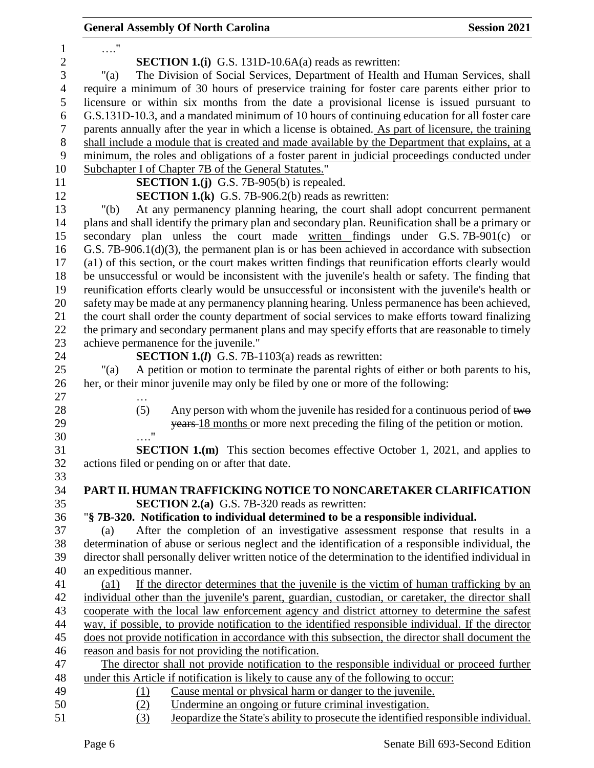…."

**SECTION 1.(i)** G.S. 131D-10.6A(a) reads as rewritten:

"(a) The Division of Social Services, Department of Health and Human Services, shall require a minimum of 30 hours of preservice training for foster care parents either prior to licensure or within six months from the date a provisional license is issued pursuant to G.S.131D-10.3, and a mandated minimum of 10 hours of continuing education for all foster care parents annually after the year in which a license is obtained. As part of licensure, the training shall include a module that is created and made available by the Department that explains, at a minimum, the roles and obligations of a foster parent in judicial proceedings conducted under Subchapter I of Chapter 7B of the General Statutes."

**SECTION 1.(j)** G.S. 7B-905(b) is repealed.

**SECTION 1.(k)** G.S. 7B-906.2(b) reads as rewritten:

"(b) At any permanency planning hearing, the court shall adopt concurrent permanent plans and shall identify the primary plan and secondary plan. Reunification shall be a primary or secondary plan unless the court made written findings under G.S. 7B-901(c) or G.S. 7B-906.1(d)(3), the permanent plan is or has been achieved in accordance with subsection (a1) of this section, or the court makes written findings that reunification efforts clearly would be unsuccessful or would be inconsistent with the juvenile's health or safety. The finding that reunification efforts clearly would be unsuccessful or inconsistent with the juvenile's health or safety may be made at any permanency planning hearing. Unless permanence has been achieved, the court shall order the county department of social services to make efforts toward finalizing the primary and secondary permanent plans and may specify efforts that are reasonable to timely achieve permanence for the juvenile."

**SECTION 1.(*l*)** G.S. 7B-1103(a) reads as rewritten:

"(a) A petition or motion to terminate the parental rights of either or both parents to his, her, or their minor juvenile may only be filed by one or more of the following:

…

(5) Any person with whom the juvenile has resided for a continuous period of ~~two years~~ 18 months or more next preceding the filing of the petition or motion.

…."

**SECTION 1.(m)** This section becomes effective October 1, 2021, and applies to actions filed or pending on or after that date.

## PART II. HUMAN TRAFFICKING NOTICE TO NONCARETAKER CLARIFICATION

**SECTION 2.(a)** G.S. 7B-320 reads as rewritten:

"**§ 7B-320. Notification to individual determined to be a responsible individual.**

(a) After the completion of an investigative assessment response that results in a determination of abuse or serious neglect and the identification of a responsible individual, the director shall personally deliver written notice of the determination to the identified individual in an expeditious manner.

(a1) If the director determines that the juvenile is the victim of human trafficking by an individual other than the juvenile's parent, guardian, custodian, or caretaker, the director shall cooperate with the local law enforcement agency and district attorney to determine the safest way, if possible, to provide notification to the identified responsible individual. If the director does not provide notification in accordance with this subsection, the director shall document the reason and basis for not providing the notification.

The director shall not provide notification to the responsible individual or proceed further under this Article if notification is likely to cause any of the following to occur:

(1) Cause mental or physical harm or danger to the juvenile.

(2) Undermine an ongoing or future criminal investigation.

(3) Jeopardize the State's ability to prosecute the identified responsible individual.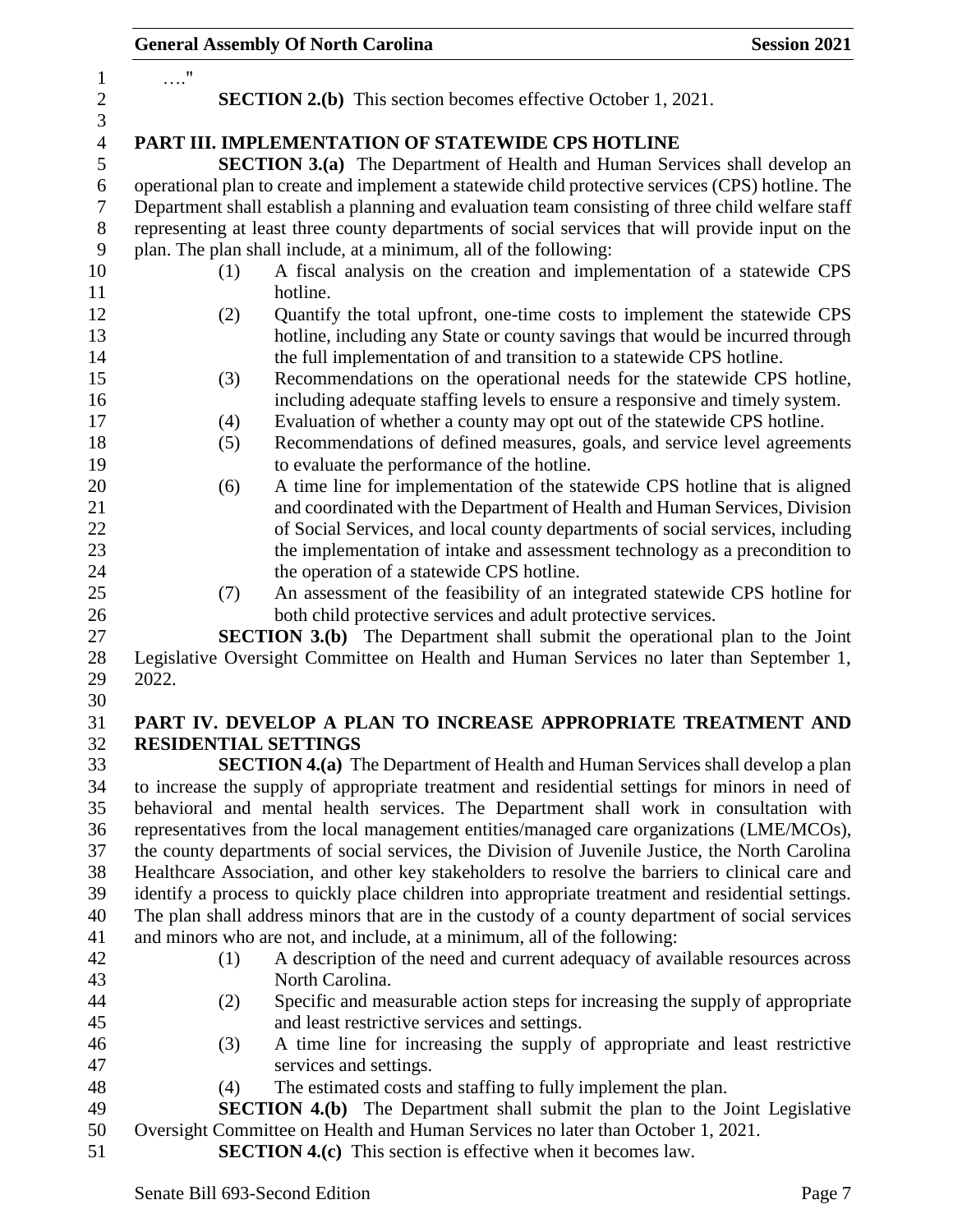…."

**SECTION 2.(b)** This section becomes effective October 1, 2021.

## PART III. IMPLEMENTATION OF STATEWIDE CPS HOTLINE

**SECTION 3.(a)** The Department of Health and Human Services shall develop an operational plan to create and implement a statewide child protective services (CPS) hotline. The Department shall establish a planning and evaluation team consisting of three child welfare staff representing at least three county departments of social services that will provide input on the plan. The plan shall include, at a minimum, all of the following:

(1) A fiscal analysis on the creation and implementation of a statewide CPS hotline.

(2) Quantify the total upfront, one-time costs to implement the statewide CPS hotline, including any State or county savings that would be incurred through the full implementation of and transition to a statewide CPS hotline.

(3) Recommendations on the operational needs for the statewide CPS hotline, including adequate staffing levels to ensure a responsive and timely system.

(4) Evaluation of whether a county may opt out of the statewide CPS hotline.

(5) Recommendations of defined measures, goals, and service level agreements to evaluate the performance of the hotline.

(6) A time line for implementation of the statewide CPS hotline that is aligned and coordinated with the Department of Health and Human Services, Division of Social Services, and local county departments of social services, including the implementation of intake and assessment technology as a precondition to the operation of a statewide CPS hotline.

(7) An assessment of the feasibility of an integrated statewide CPS hotline for both child protective services and adult protective services.

**SECTION 3.(b)** The Department shall submit the operational plan to the Joint Legislative Oversight Committee on Health and Human Services no later than September 1, 2022.

## PART IV. DEVELOP A PLAN TO INCREASE APPROPRIATE TREATMENT AND RESIDENTIAL SETTINGS

**SECTION 4.(a)** The Department of Health and Human Services shall develop a plan to increase the supply of appropriate treatment and residential settings for minors in need of behavioral and mental health services. The Department shall work in consultation with representatives from the local management entities/managed care organizations (LME/MCOs), the county departments of social services, the Division of Juvenile Justice, the North Carolina Healthcare Association, and other key stakeholders to resolve the barriers to clinical care and identify a process to quickly place children into appropriate treatment and residential settings. The plan shall address minors that are in the custody of a county department of social services and minors who are not, and include, at a minimum, all of the following:

(1) A description of the need and current adequacy of available resources across North Carolina.

(2) Specific and measurable action steps for increasing the supply of appropriate and least restrictive services and settings.

(3) A time line for increasing the supply of appropriate and least restrictive services and settings.

(4) The estimated costs and staffing to fully implement the plan.

**SECTION 4.(b)** The Department shall submit the plan to the Joint Legislative Oversight Committee on Health and Human Services no later than October 1, 2021.

**SECTION 4.(c)** This section is effective when it becomes law.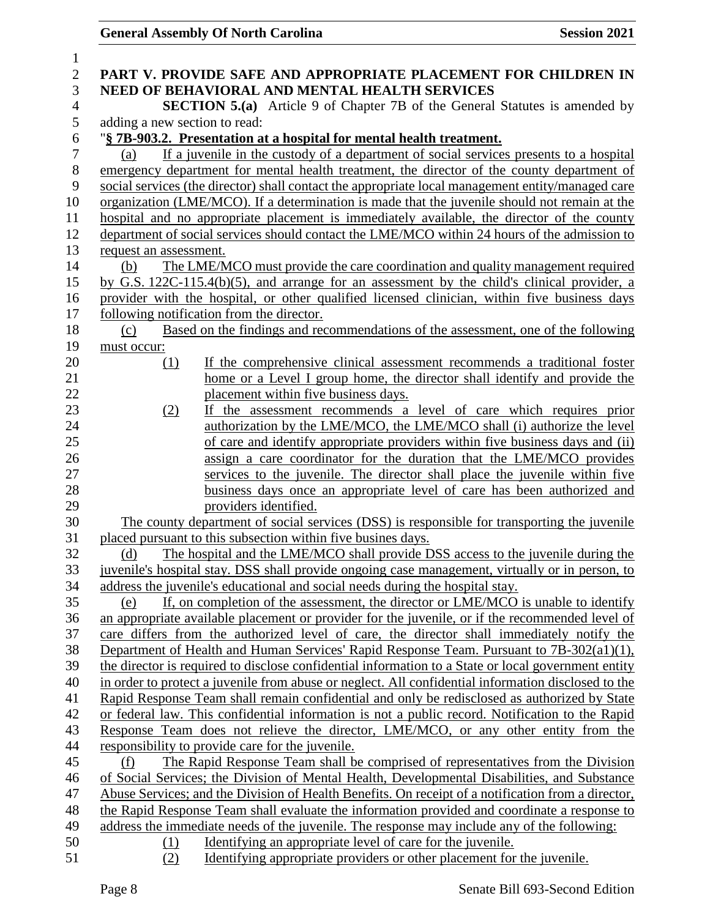**PART V. PROVIDE SAFE AND APPROPRIATE PLACEMENT FOR CHILDREN IN NEED OF BEHAVIORAL AND MENTAL HEALTH SERVICES**

**SECTION 5.(a)** Article 9 of Chapter 7B of the General Statutes is amended by adding a new section to read:

"**§ 7B-903.2. Presentation at a hospital for mental health treatment.**

(a) If a juvenile in the custody of a department of social services presents to a hospital emergency department for mental health treatment, the director of the county department of social services (the director) shall contact the appropriate local management entity/managed care organization (LME/MCO). If a determination is made that the juvenile should not remain at the hospital and no appropriate placement is immediately available, the director of the county department of social services should contact the LME/MCO within 24 hours of the admission to request an assessment.

(b) The LME/MCO must provide the care coordination and quality management required by G.S. 122C-115.4(b)(5), and arrange for an assessment by the child's clinical provider, a provider with the hospital, or other qualified licensed clinician, within five business days following notification from the director.

(c) Based on the findings and recommendations of the assessment, one of the following must occur:

(1) If the comprehensive clinical assessment recommends a traditional foster home or a Level I group home, the director shall identify and provide the placement within five business days.

(2) If the assessment recommends a level of care which requires prior authorization by the LME/MCO, the LME/MCO shall (i) authorize the level of care and identify appropriate providers within five business days and (ii) assign a care coordinator for the duration that the LME/MCO provides services to the juvenile. The director shall place the juvenile within five business days once an appropriate level of care has been authorized and providers identified.

The county department of social services (DSS) is responsible for transporting the juvenile placed pursuant to this subsection within five busines days.

(d) The hospital and the LME/MCO shall provide DSS access to the juvenile during the juvenile's hospital stay. DSS shall provide ongoing case management, virtually or in person, to address the juvenile's educational and social needs during the hospital stay.

(e) If, on completion of the assessment, the director or LME/MCO is unable to identify an appropriate available placement or provider for the juvenile, or if the recommended level of care differs from the authorized level of care, the director shall immediately notify the Department of Health and Human Services' Rapid Response Team. Pursuant to 7B-302(a1)(1), the director is required to disclose confidential information to a State or local government entity in order to protect a juvenile from abuse or neglect. All confidential information disclosed to the Rapid Response Team shall remain confidential and only be redisclosed as authorized by State or federal law. This confidential information is not a public record. Notification to the Rapid Response Team does not relieve the director, LME/MCO, or any other entity from the responsibility to provide care for the juvenile.

(f) The Rapid Response Team shall be comprised of representatives from the Division of Social Services; the Division of Mental Health, Developmental Disabilities, and Substance Abuse Services; and the Division of Health Benefits. On receipt of a notification from a director, the Rapid Response Team shall evaluate the information provided and coordinate a response to address the immediate needs of the juvenile. The response may include any of the following:

(1) Identifying an appropriate level of care for the juvenile.

(2) Identifying appropriate providers or other placement for the juvenile.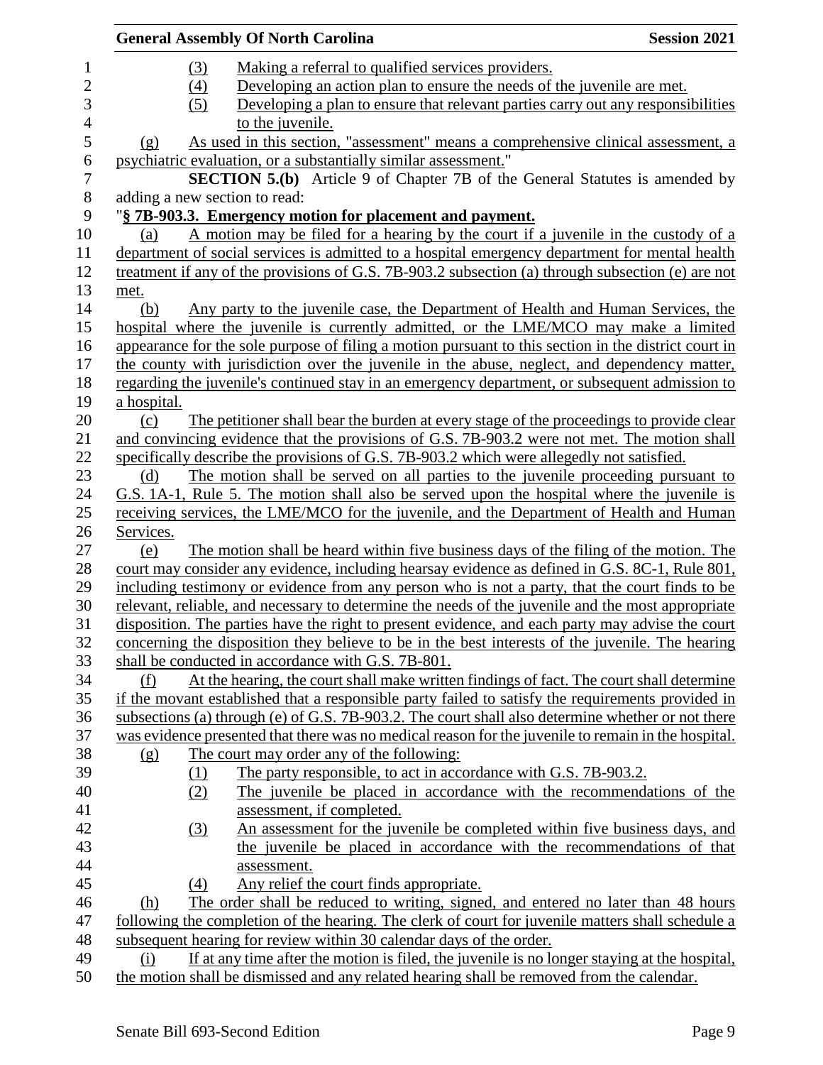(3) Making a referral to qualified services providers.

(4) Developing an action plan to ensure the needs of the juvenile are met.

(5) Developing a plan to ensure that relevant parties carry out any responsibilities to the juvenile.

(g) As used in this section, "assessment" means a comprehensive clinical assessment, a psychiatric evaluation, or a substantially similar assessment."

**SECTION 5.(b)** Article 9 of Chapter 7B of the General Statutes is amended by adding a new section to read:

"**§ 7B-903.3. Emergency motion for placement and payment.**

(a) A motion may be filed for a hearing by the court if a juvenile in the custody of a department of social services is admitted to a hospital emergency department for mental health treatment if any of the provisions of G.S. 7B-903.2 subsection (a) through subsection (e) are not met.

(b) Any party to the juvenile case, the Department of Health and Human Services, the hospital where the juvenile is currently admitted, or the LME/MCO may make a limited appearance for the sole purpose of filing a motion pursuant to this section in the district court in the county with jurisdiction over the juvenile in the abuse, neglect, and dependency matter, regarding the juvenile's continued stay in an emergency department, or subsequent admission to a hospital.

(c) The petitioner shall bear the burden at every stage of the proceedings to provide clear and convincing evidence that the provisions of G.S. 7B-903.2 were not met. The motion shall specifically describe the provisions of G.S. 7B-903.2 which were allegedly not satisfied.

(d) The motion shall be served on all parties to the juvenile proceeding pursuant to G.S. 1A-1, Rule 5. The motion shall also be served upon the hospital where the juvenile is receiving services, the LME/MCO for the juvenile, and the Department of Health and Human Services.

(e) The motion shall be heard within five business days of the filing of the motion. The court may consider any evidence, including hearsay evidence as defined in G.S. 8C-1, Rule 801, including testimony or evidence from any person who is not a party, that the court finds to be relevant, reliable, and necessary to determine the needs of the juvenile and the most appropriate disposition. The parties have the right to present evidence, and each party may advise the court concerning the disposition they believe to be in the best interests of the juvenile. The hearing shall be conducted in accordance with G.S. 7B-801.

(f) At the hearing, the court shall make written findings of fact. The court shall determine if the movant established that a responsible party failed to satisfy the requirements provided in subsections (a) through (e) of G.S. 7B-903.2. The court shall also determine whether or not there was evidence presented that there was no medical reason for the juvenile to remain in the hospital.

(g) The court may order any of the following:

(1) The party responsible, to act in accordance with G.S. 7B-903.2.

(2) The juvenile be placed in accordance with the recommendations of the assessment, if completed.

(3) An assessment for the juvenile be completed within five business days, and the juvenile be placed in accordance with the recommendations of that assessment.

(4) Any relief the court finds appropriate.

(h) The order shall be reduced to writing, signed, and entered no later than 48 hours following the completion of the hearing. The clerk of court for juvenile matters shall schedule a subsequent hearing for review within 30 calendar days of the order.

(i) If at any time after the motion is filed, the juvenile is no longer staying at the hospital, the motion shall be dismissed and any related hearing shall be removed from the calendar.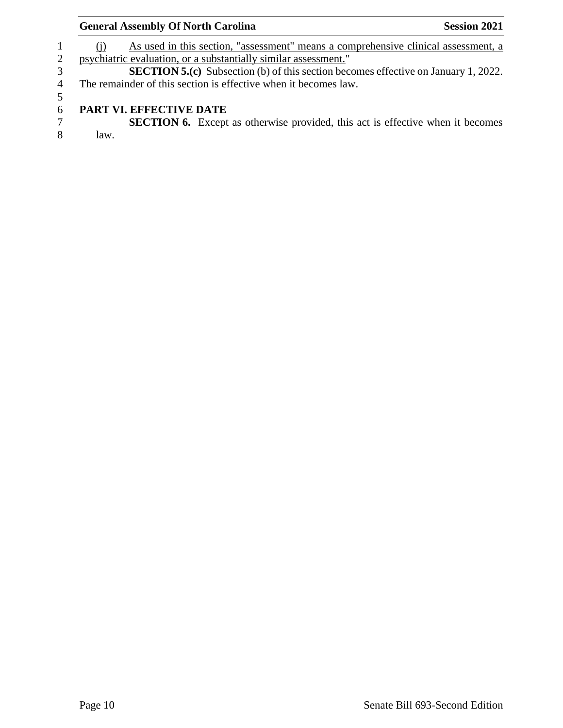(j) As used in this section, "assessment" means a comprehensive clinical assessment, a psychiatric evaluation, or a substantially similar assessment."

**SECTION 5.(c)** Subsection (b) of this section becomes effective on January 1, 2022. The remainder of this section is effective when it becomes law.

**PART VI. EFFECTIVE DATE**

**SECTION 6.** Except as otherwise provided, this act is effective when it becomes law.